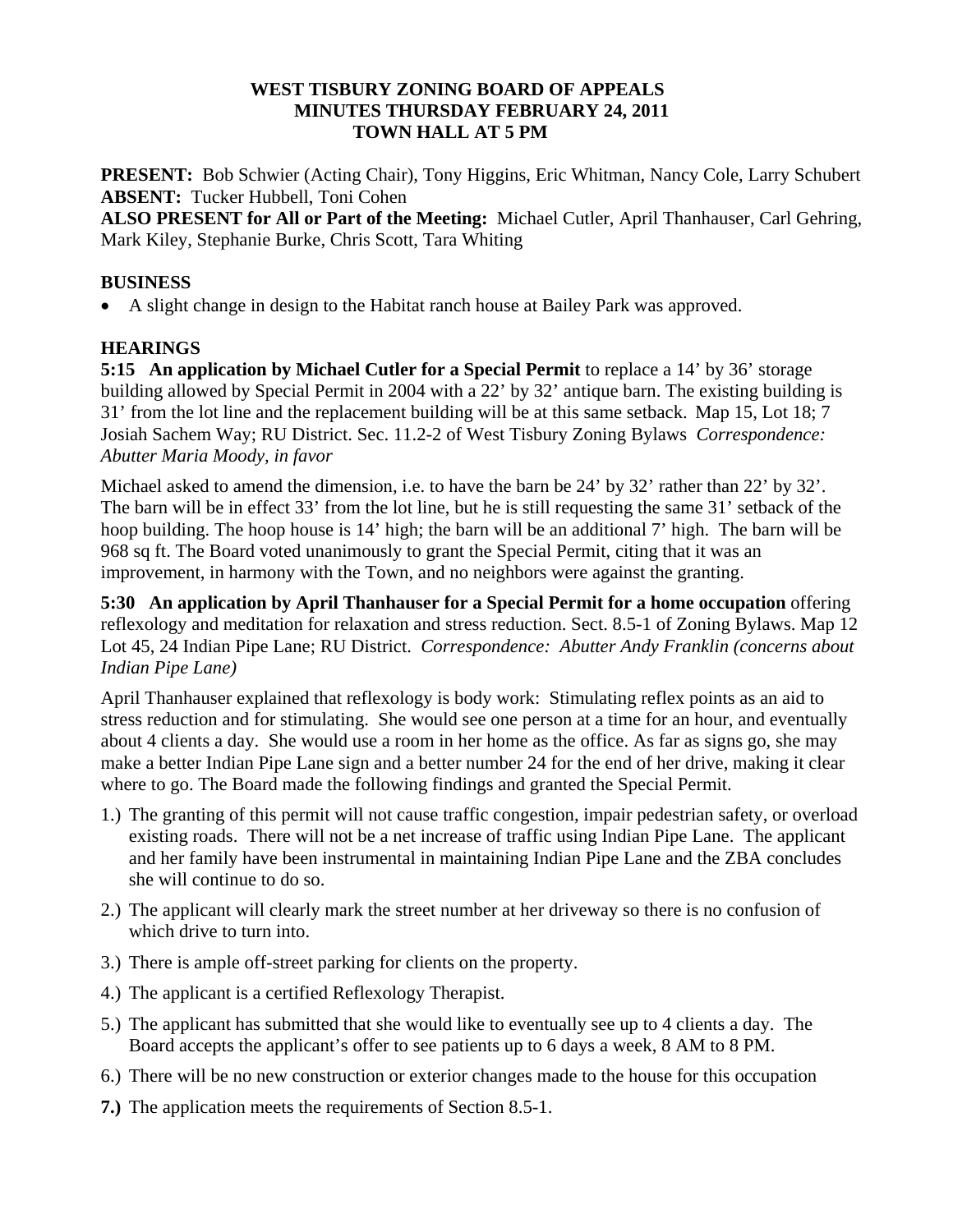# WEST TISBURY ZONING BOARD OF APPEALS
## MINUTES THURSDAY FEBRUARY 24, 2011
## TOWN HALL AT 5 PM

**PRESENT:** Bob Schwier (Acting Chair), Tony Higgins, Eric Whitman, Nancy Cole, Larry Schubert
**ABSENT:** Tucker Hubbell, Toni Cohen
**ALSO PRESENT for All or Part of the Meeting:** Michael Cutler, April Thanhauser, Carl Gehring, Mark Kiley, Stephanie Burke, Chris Scott, Tara Whiting

## BUSINESS

- A slight change in design to the Habitat ranch house at Bailey Park was approved.

## HEARINGS

**5:15 An application by Michael Cutler for a Special Permit** to replace a 14' by 36' storage building allowed by Special Permit in 2004 with a 22' by 32' antique barn. The existing building is 31' from the lot line and the replacement building will be at this same setback. Map 15, Lot 18; 7 Josiah Sachem Way; RU District. Sec. 11.2-2 of West Tisbury Zoning Bylaws *Correspondence: Abutter Maria Moody, in favor*

Michael asked to amend the dimension, i.e. to have the barn be 24' by 32' rather than 22' by 32'. The barn will be in effect 33' from the lot line, but he is still requesting the same 31' setback of the hoop building. The hoop house is 14' high; the barn will be an additional 7' high. The barn will be 968 sq ft. The Board voted unanimously to grant the Special Permit, citing that it was an improvement, in harmony with the Town, and no neighbors were against the granting.

**5:30 An application by April Thanhauser for a Special Permit for a home occupation** offering reflexology and meditation for relaxation and stress reduction. Sect. 8.5-1 of Zoning Bylaws. Map 12 Lot 45, 24 Indian Pipe Lane; RU District. *Correspondence: Abutter Andy Franklin (concerns about Indian Pipe Lane)*

April Thanhauser explained that reflexology is body work: Stimulating reflex points as an aid to stress reduction and for stimulating. She would see one person at a time for an hour, and eventually about 4 clients a day. She would use a room in her home as the office. As far as signs go, she may make a better Indian Pipe Lane sign and a better number 24 for the end of her drive, making it clear where to go. The Board made the following findings and granted the Special Permit.

1.) The granting of this permit will not cause traffic congestion, impair pedestrian safety, or overload existing roads. There will not be a net increase of traffic using Indian Pipe Lane. The applicant and her family have been instrumental in maintaining Indian Pipe Lane and the ZBA concludes she will continue to do so.

2.) The applicant will clearly mark the street number at her driveway so there is no confusion of which drive to turn into.

3.) There is ample off-street parking for clients on the property.

4.) The applicant is a certified Reflexology Therapist.

5.) The applicant has submitted that she would like to eventually see up to 4 clients a day. The Board accepts the applicant's offer to see patients up to 6 days a week, 8 AM to 8 PM.

6.) There will be no new construction or exterior changes made to the house for this occupation

**7.)** The application meets the requirements of Section 8.5-1.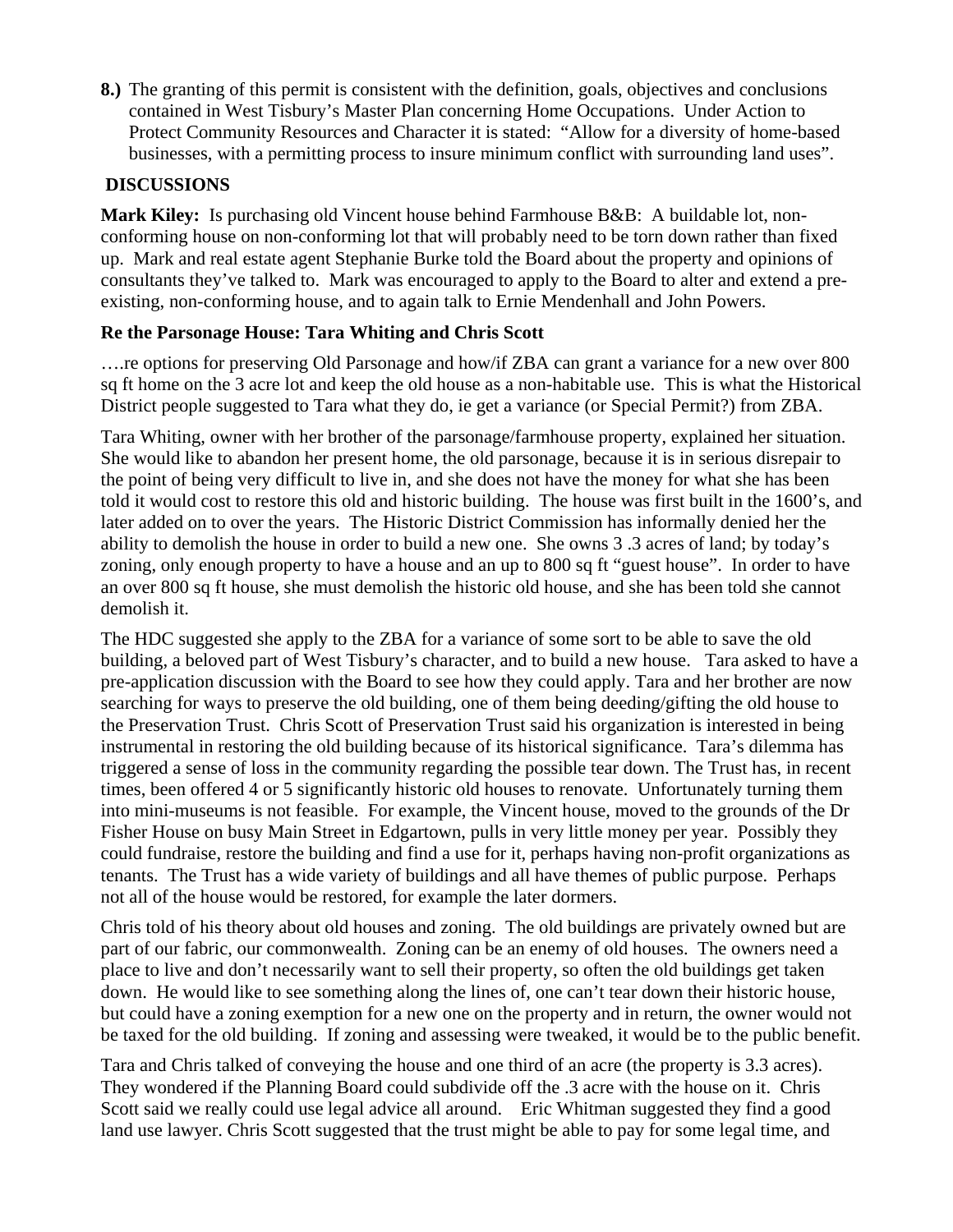**8.)** The granting of this permit is consistent with the definition, goals, objectives and conclusions contained in West Tisbury's Master Plan concerning Home Occupations. Under Action to Protect Community Resources and Character it is stated: "Allow for a diversity of home-based businesses, with a permitting process to insure minimum conflict with surrounding land uses".

## DISCUSSIONS

**Mark Kiley:** Is purchasing old Vincent house behind Farmhouse B&B: A buildable lot, non-conforming house on non-conforming lot that will probably need to be torn down rather than fixed up. Mark and real estate agent Stephanie Burke told the Board about the property and opinions of consultants they've talked to. Mark was encouraged to apply to the Board to alter and extend a pre-existing, non-conforming house, and to again talk to Ernie Mendenhall and John Powers.

**Re the Parsonage House: Tara Whiting and Chris Scott**

….re options for preserving Old Parsonage and how/if ZBA can grant a variance for a new over 800 sq ft home on the 3 acre lot and keep the old house as a non-habitable use. This is what the Historical District people suggested to Tara what they do, ie get a variance (or Special Permit?) from ZBA.

Tara Whiting, owner with her brother of the parsonage/farmhouse property, explained her situation. She would like to abandon her present home, the old parsonage, because it is in serious disrepair to the point of being very difficult to live in, and she does not have the money for what she has been told it would cost to restore this old and historic building. The house was first built in the 1600's, and later added on to over the years. The Historic District Commission has informally denied her the ability to demolish the house in order to build a new one. She owns 3 .3 acres of land; by today's zoning, only enough property to have a house and an up to 800 sq ft "guest house". In order to have an over 800 sq ft house, she must demolish the historic old house, and she has been told she cannot demolish it.

The HDC suggested she apply to the ZBA for a variance of some sort to be able to save the old building, a beloved part of West Tisbury's character, and to build a new house. Tara asked to have a pre-application discussion with the Board to see how they could apply. Tara and her brother are now searching for ways to preserve the old building, one of them being deeding/gifting the old house to the Preservation Trust. Chris Scott of Preservation Trust said his organization is interested in being instrumental in restoring the old building because of its historical significance. Tara's dilemma has triggered a sense of loss in the community regarding the possible tear down. The Trust has, in recent times, been offered 4 or 5 significantly historic old houses to renovate. Unfortunately turning them into mini-museums is not feasible. For example, the Vincent house, moved to the grounds of the Dr Fisher House on busy Main Street in Edgartown, pulls in very little money per year. Possibly they could fundraise, restore the building and find a use for it, perhaps having non-profit organizations as tenants. The Trust has a wide variety of buildings and all have themes of public purpose. Perhaps not all of the house would be restored, for example the later dormers.

Chris told of his theory about old houses and zoning. The old buildings are privately owned but are part of our fabric, our commonwealth. Zoning can be an enemy of old houses. The owners need a place to live and don't necessarily want to sell their property, so often the old buildings get taken down. He would like to see something along the lines of, one can't tear down their historic house, but could have a zoning exemption for a new one on the property and in return, the owner would not be taxed for the old building. If zoning and assessing were tweaked, it would be to the public benefit.

Tara and Chris talked of conveying the house and one third of an acre (the property is 3.3 acres). They wondered if the Planning Board could subdivide off the .3 acre with the house on it. Chris Scott said we really could use legal advice all around. Eric Whitman suggested they find a good land use lawyer. Chris Scott suggested that the trust might be able to pay for some legal time, and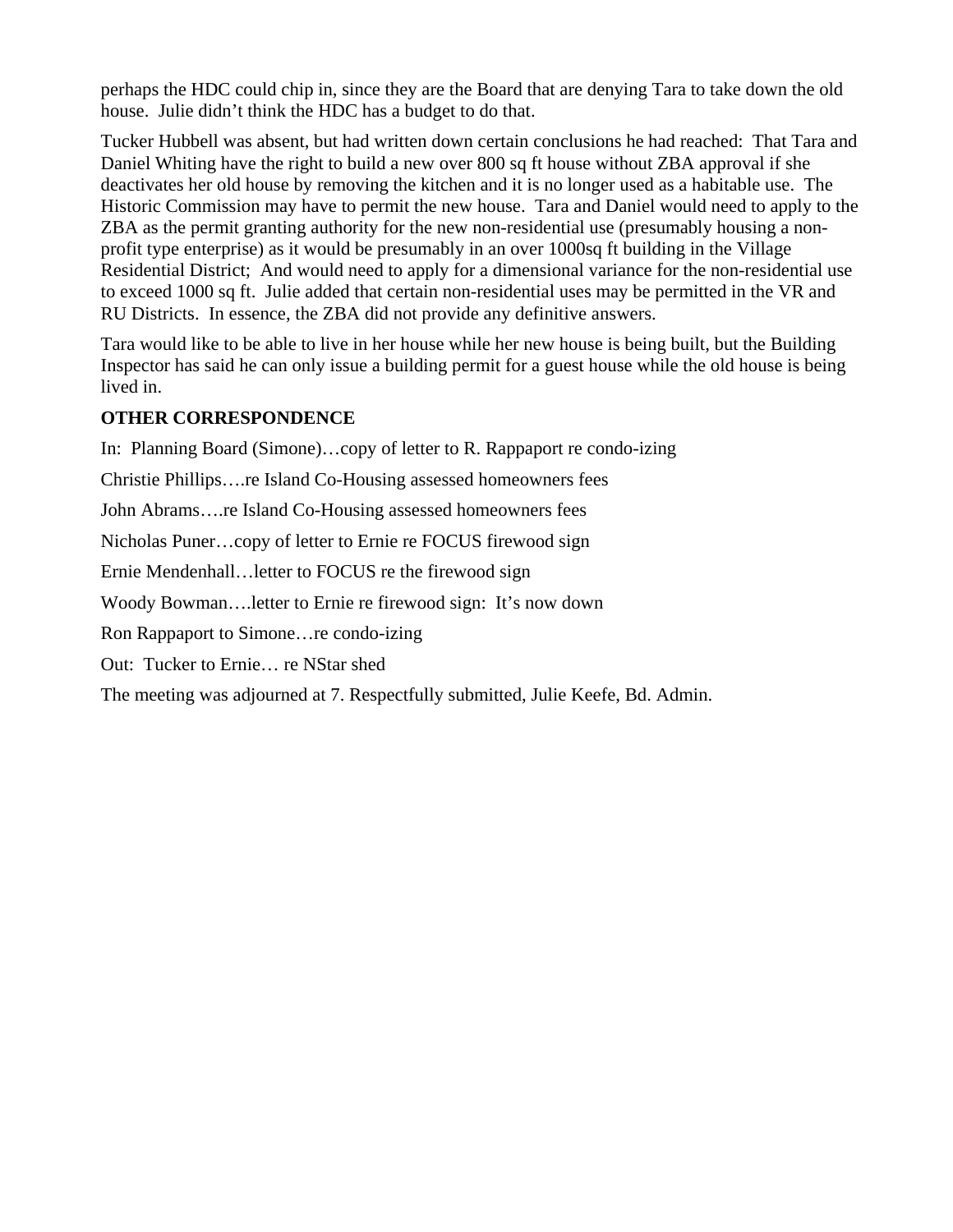perhaps the HDC could chip in, since they are the Board that are denying Tara to take down the old house.  Julie didn't think the HDC has a budget to do that.

Tucker Hubbell was absent, but had written down certain conclusions he had reached:  That Tara and Daniel Whiting have the right to build a new over 800 sq ft house without ZBA approval if she deactivates her old house by removing the kitchen and it is no longer used as a habitable use.  The Historic Commission may have to permit the new house.  Tara and Daniel would need to apply to the ZBA as the permit granting authority for the new non-residential use (presumably housing a non-profit type enterprise) as it would be presumably in an over 1000sq ft building in the Village Residential District;  And would need to apply for a dimensional variance for the non-residential use to exceed 1000 sq ft.  Julie added that certain non-residential uses may be permitted in the VR and RU Districts.  In essence, the ZBA did not provide any definitive answers.

Tara would like to be able to live in her house while her new house is being built, but the Building Inspector has said he can only issue a building permit for a guest house while the old house is being lived in.

**OTHER CORRESPONDENCE**

In:  Planning Board (Simone)…copy of letter to R. Rappaport re condo-izing

Christie Phillips….re Island Co-Housing assessed homeowners fees

John Abrams….re Island Co-Housing assessed homeowners fees

Nicholas Puner…copy of letter to Ernie re FOCUS firewood sign

Ernie Mendenhall…letter to FOCUS re the firewood sign

Woody Bowman….letter to Ernie re firewood sign:  It's now down

Ron Rappaport to Simone…re condo-izing

Out:  Tucker to Ernie… re NStar shed

The meeting was adjourned at 7. Respectfully submitted, Julie Keefe, Bd. Admin.